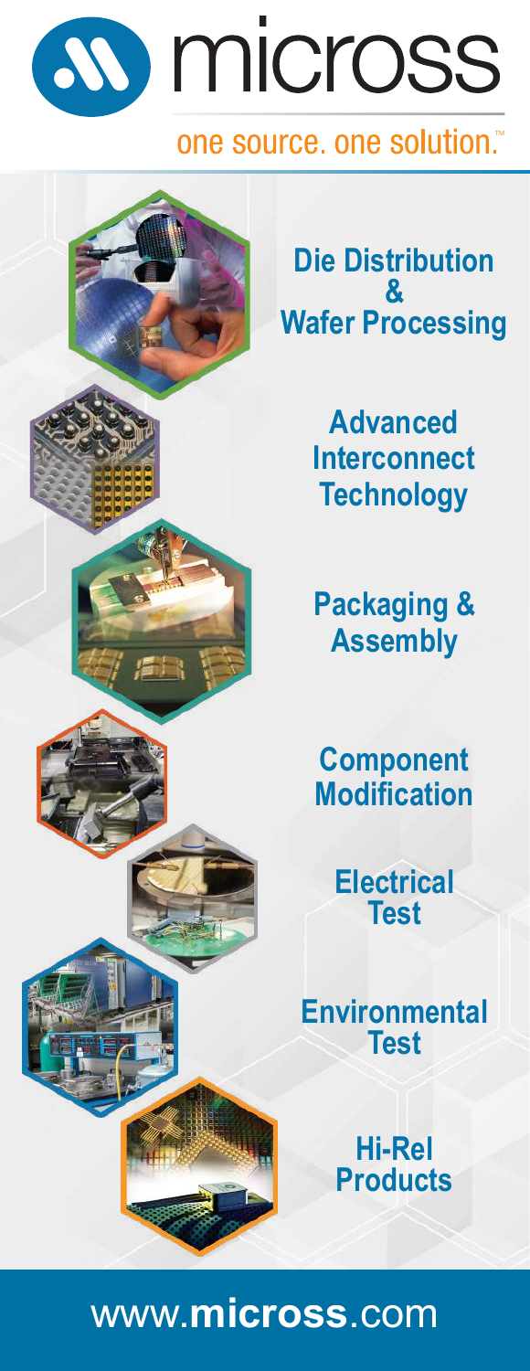# micross

one source. one solution.™

## Die Distribution & Wafer Processing

## Advanced Interconnect Technology

## Packaging & Assembly

## Component Modification

## Electrical Test

## Environmental Test

## Hi-Rel Products

www.**micross**.com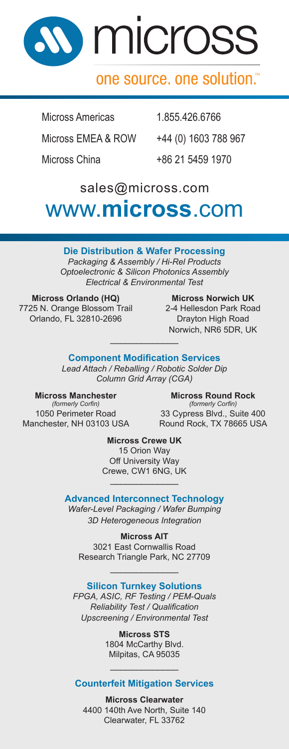# micross

one source. one solution.™

| | |
|---|---|
| Micross Americas | 1.855.426.6766 |
| Micross EMEA & ROW | +44 (0) 1603 788 967 |
| Micross China | +86 21 5459 1970 |

sales@micross.com

www.**micross**.com

## Die Distribution & Wafer Processing

*Packaging & Assembly / Hi-Rel Products*
*Optoelectronic & Silicon Photonics Assembly*
*Electrical & Environmental Test*

**Micross Orlando (HQ)**
7725 N. Orange Blossom Trail
Orlando, FL 32810-2696

**Micross Norwich UK**
2-4 Hellesdon Park Road
Drayton High Road
Norwich, NR6 5DR, UK

---

## Component Modification Services

*Lead Attach / Reballing / Robotic Solder Dip*
*Column Grid Array (CGA)*

**Micross Manchester**
*(formerly Corfin)*
1050 Perimeter Road
Manchester, NH 03103 USA

**Micross Round Rock**
*(formerly Corfin)*
33 Cypress Blvd., Suite 400
Round Rock, TX 78665 USA

**Micross Crewe UK**
15 Orion Way
Off University Way
Crewe, CW1 6NG, UK

---

## Advanced Interconnect Technology

*Wafer-Level Packaging / Wafer Bumping*
*3D Heterogeneous Integration*

**Micross AIT**
3021 East Cornwallis Road
Research Triangle Park, NC 27709

---

## Silicon Turnkey Solutions

*FPGA, ASIC, RF Testing / PEM-Quals*
*Reliability Test / Qualification*
*Upscreening / Environmental Test*

**Micross STS**
1804 McCarthy Blvd.
Milpitas, CA 95035

---

## Counterfeit Mitigation Services

**Micross Clearwater**
4400 140th Ave North, Suite 140
Clearwater, FL 33762